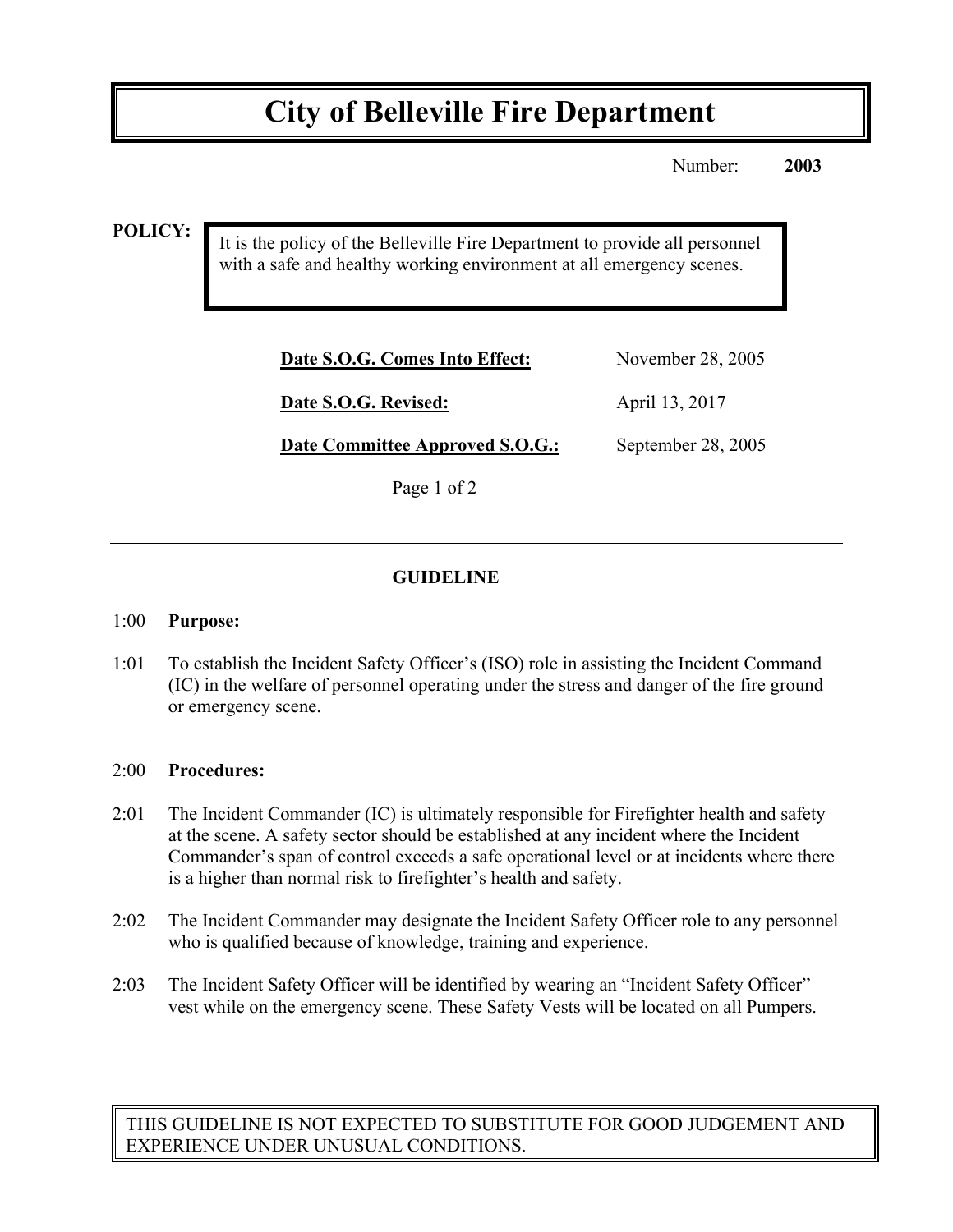# City of Belleville Fire Department

Number: **2003**

**POLICY:**

It is the policy of the Belleville Fire Department to provide all personnel with a safe and healthy working environment at all emergency scenes.

| | |
|---|---|
| **Date S.O.G. Comes Into Effect:** | November 28, 2005 |
| **Date S.O.G. Revised:** | April 13, 2017 |
| **Date Committee Approved S.O.G.:** | September 28, 2005 |

## GUIDELINE

1:00 **Purpose:**

1:01 To establish the Incident Safety Officer's (ISO) role in assisting the Incident Command (IC) in the welfare of personnel operating under the stress and danger of the fire ground or emergency scene.

2:00 **Procedures:**

2:01 The Incident Commander (IC) is ultimately responsible for Firefighter health and safety at the scene. A safety sector should be established at any incident where the Incident Commander's span of control exceeds a safe operational level or at incidents where there is a higher than normal risk to firefighter's health and safety.

2:02 The Incident Commander may designate the Incident Safety Officer role to any personnel who is qualified because of knowledge, training and experience.

2:03 The Incident Safety Officer will be identified by wearing an "Incident Safety Officer" vest while on the emergency scene. These Safety Vests will be located on all Pumpers.

THIS GUIDELINE IS NOT EXPECTED TO SUBSTITUTE FOR GOOD JUDGEMENT AND EXPERIENCE UNDER UNUSUAL CONDITIONS.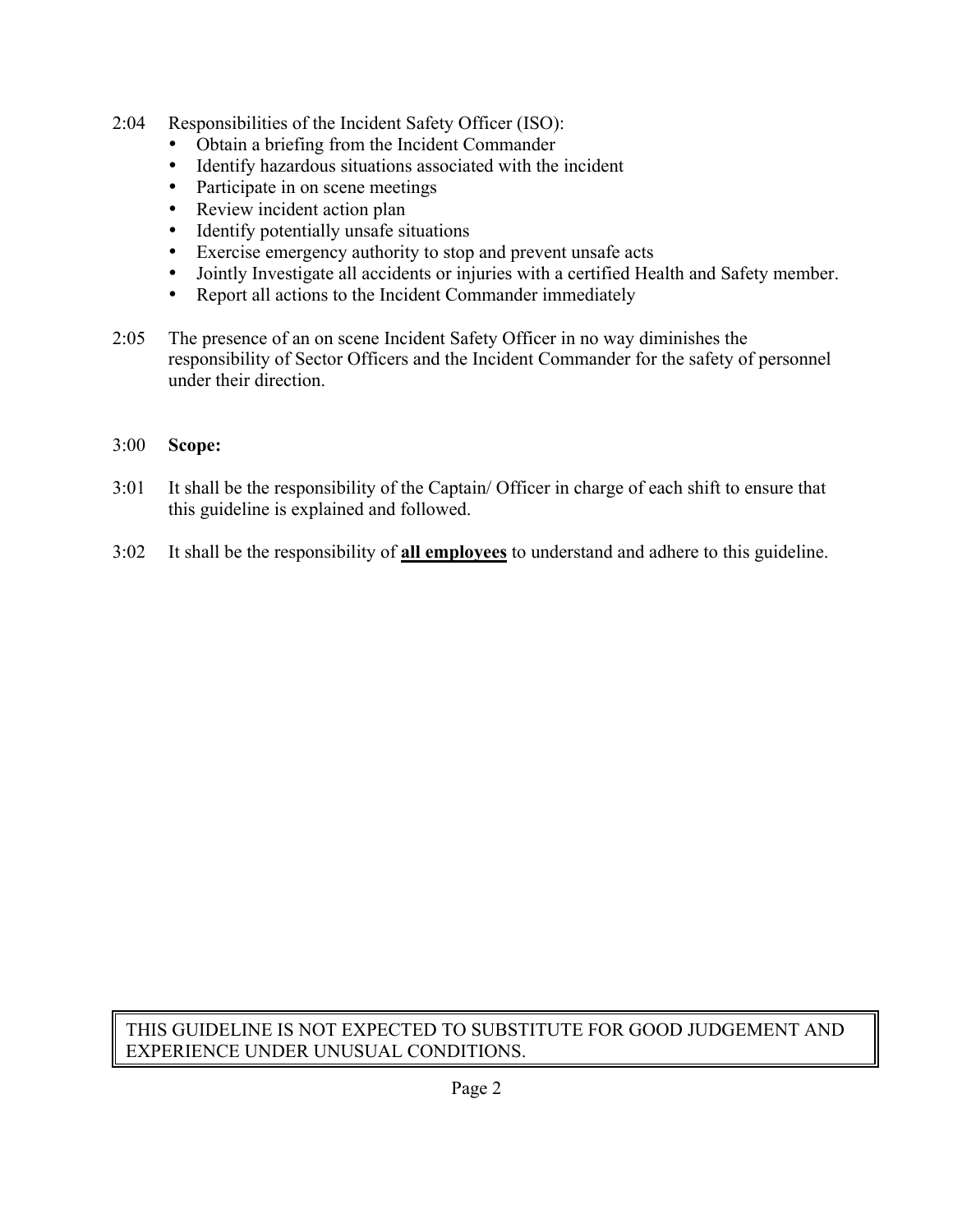2:04 Responsibilities of the Incident Safety Officer (ISO):

- Obtain a briefing from the Incident Commander
- Identify hazardous situations associated with the incident
- Participate in on scene meetings
- Review incident action plan
- Identify potentially unsafe situations
- Exercise emergency authority to stop and prevent unsafe acts
- Jointly Investigate all accidents or injuries with a certified Health and Safety member.
- Report all actions to the Incident Commander immediately

2:05 The presence of an on scene Incident Safety Officer in no way diminishes the responsibility of Sector Officers and the Incident Commander for the safety of personnel under their direction.

3:00 **Scope:**

3:01 It shall be the responsibility of the Captain/ Officer in charge of each shift to ensure that this guideline is explained and followed.

3:02 It shall be the responsibility of **all employees** to understand and adhere to this guideline.

THIS GUIDELINE IS NOT EXPECTED TO SUBSTITUTE FOR GOOD JUDGEMENT AND EXPERIENCE UNDER UNUSUAL CONDITIONS.